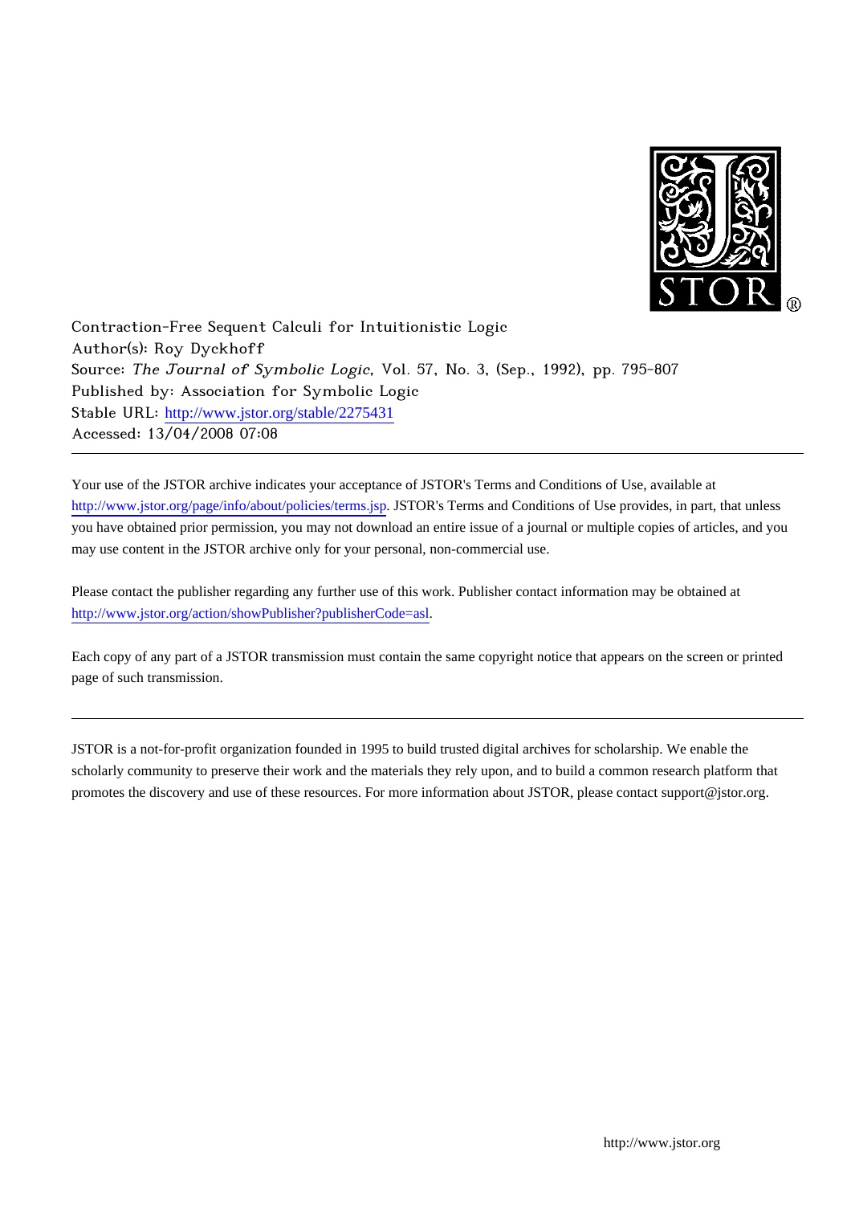Contraction-Free Sequent Calculi for Intuitionistic Logic
Author(s): Roy Dyckhoff
Source: *The Journal of Symbolic Logic*, Vol. 57, No. 3, (Sep., 1992), pp. 795-807
Published by: Association for Symbolic Logic
Stable URL: http://www.jstor.org/stable/2275431
Accessed: 13/04/2008 07:08

---

Your use of the JSTOR archive indicates your acceptance of JSTOR's Terms and Conditions of Use, available at http://www.jstor.org/page/info/about/policies/terms.jsp. JSTOR's Terms and Conditions of Use provides, in part, that unless you have obtained prior permission, you may not download an entire issue of a journal or multiple copies of articles, and you may use content in the JSTOR archive only for your personal, non-commercial use.

Please contact the publisher regarding any further use of this work. Publisher contact information may be obtained at http://www.jstor.org/action/showPublisher?publisherCode=asl.

Each copy of any part of a JSTOR transmission must contain the same copyright notice that appears on the screen or printed page of such transmission.

---

JSTOR is a not-for-profit organization founded in 1995 to build trusted digital archives for scholarship. We enable the scholarly community to preserve their work and the materials they rely upon, and to build a common research platform that promotes the discovery and use of these resources. For more information about JSTOR, please contact support@jstor.org.

http://www.jstor.org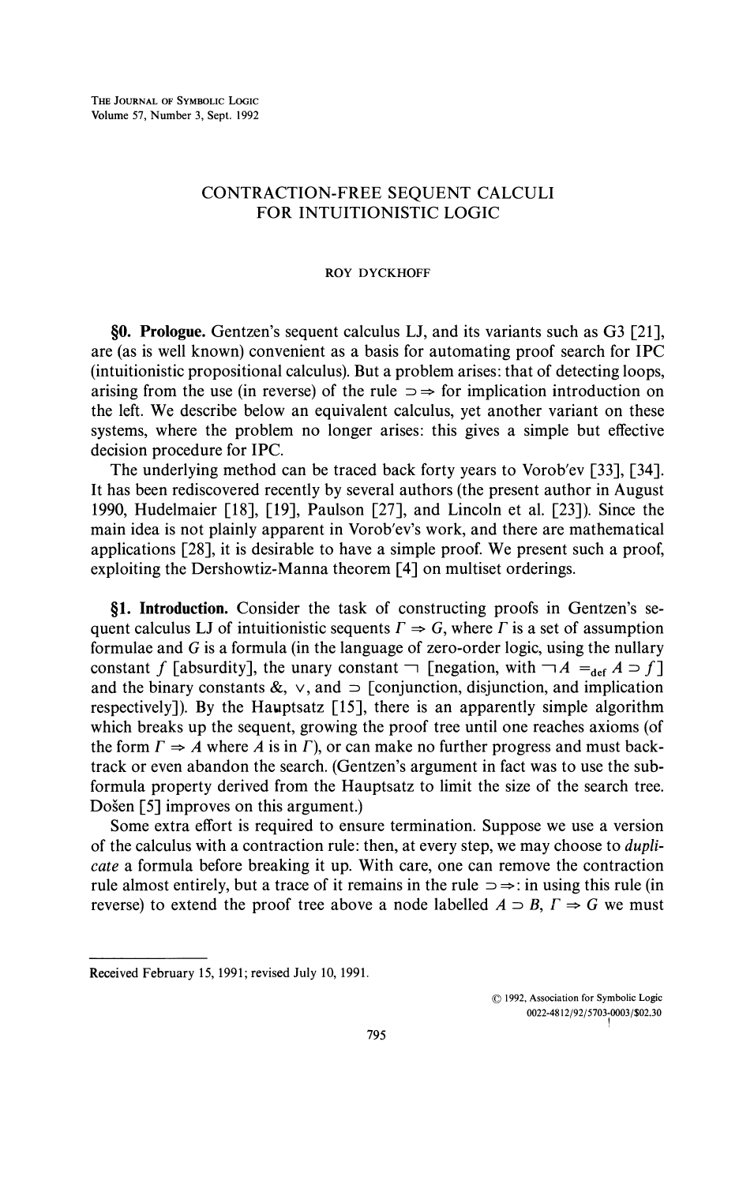# CONTRACTION-FREE SEQUENT CALCULI FOR INTUITIONISTIC LOGIC

ROY DYCKHOFF

**§0. Prologue.** Gentzen's sequent calculus LJ, and its variants such as G3 [21], are (as is well known) convenient as a basis for automating proof search for IPC (intuitionistic propositional calculus). But a problem arises: that of detecting loops, arising from the use (in reverse) of the rule $\supset\Rightarrow$ for implication introduction on the left. We describe below an equivalent calculus, yet another variant on these systems, where the problem no longer arises: this gives a simple but effective decision procedure for IPC.

The underlying method can be traced back forty years to Vorob'ev [33], [34]. It has been rediscovered recently by several authors (the present author in August 1990, Hudelmaier [18], [19], Paulson [27], and Lincoln et al. [23]). Since the main idea is not plainly apparent in Vorob'ev's work, and there are mathematical applications [28], it is desirable to have a simple proof. We present such a proof, exploiting the Dershowitz-Manna theorem [4] on multiset orderings.

**§1. Introduction.** Consider the task of constructing proofs in Gentzen's sequent calculus LJ of intuitionistic sequents $\Gamma \Rightarrow G$, where $\Gamma$ is a set of assumption formulae and $G$ is a formula (in the language of zero-order logic, using the nullary constant $f$ [absurdity], the unary constant $\neg$ [negation, with $\neg A =_{\text{def}} A \supset f$] and the binary constants &, $\vee$, and $\supset$ [conjunction, disjunction, and implication respectively]). By the Hauptsatz [15], there is an apparently simple algorithm which breaks up the sequent, growing the proof tree until one reaches axioms (of the form $\Gamma \Rightarrow A$ where $A$ is in $\Gamma$), or can make no further progress and must backtrack or even abandon the search. (Gentzen's argument in fact was to use the subformula property derived from the Hauptsatz to limit the size of the search tree. Došen [5] improves on this argument.)

Some extra effort is required to ensure termination. Suppose we use a version of the calculus with a contraction rule: then, at every step, we may choose to *duplicate* a formula before breaking it up. With care, one can remove the contraction rule almost entirely, but a trace of it remains in the rule $\supset\Rightarrow$: in using this rule (in reverse) to extend the proof tree above a node labelled $A \supset B, \Gamma \Rightarrow G$ we must

Received February 15, 1991; revised July 10, 1991.

© 1992, Association for Symbolic Logic
0022-4812/92/5703-0003/$02.30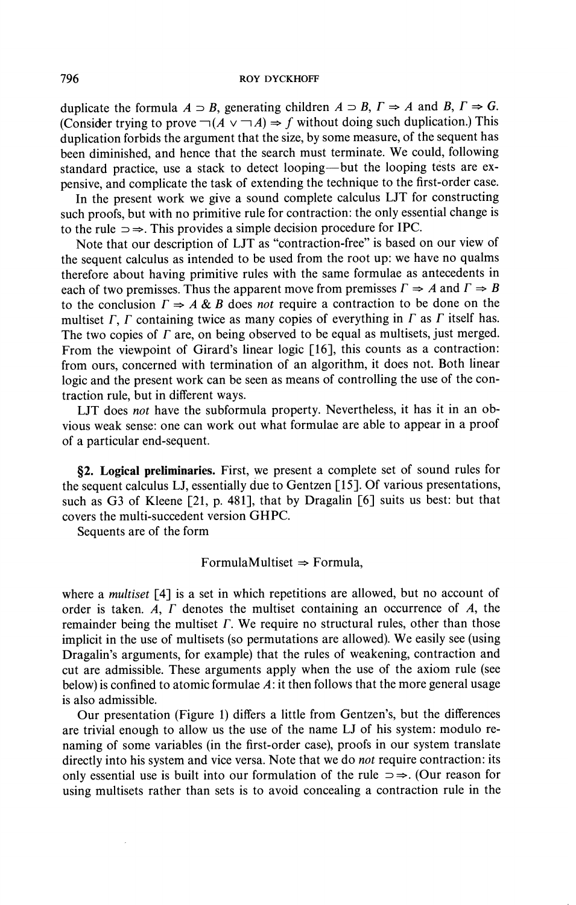duplicate the formula $A \supset B$, generating children $A \supset B, \Gamma \Rightarrow A$ and $B, \Gamma \Rightarrow G$. (Consider trying to prove $\neg(A \vee \neg A) \Rightarrow f$ without doing such duplication.) This duplication forbids the argument that the size, by some measure, of the sequent has been diminished, and hence that the search must terminate. We could, following standard practice, use a stack to detect looping—but the looping tests are expensive, and complicate the task of extending the technique to the first-order case.

In the present work we give a sound complete calculus LJT for constructing such proofs, but with no primitive rule for contraction: the only essential change is to the rule $\supset\Rightarrow$. This provides a simple decision procedure for IPC.

Note that our description of LJT as "contraction-free" is based on our view of the sequent calculus as intended to be used from the root up: we have no qualms therefore about having primitive rules with the same formulae as antecedents in each of two premisses. Thus the apparent move from premisses $\Gamma \Rightarrow A$ and $\Gamma \Rightarrow B$ to the conclusion $\Gamma \Rightarrow A \,\&\, B$ does *not* require a contraction to be done on the multiset $\Gamma, \Gamma$ containing twice as many copies of everything in $\Gamma$ as $\Gamma$ itself has. The two copies of $\Gamma$ are, on being observed to be equal as multisets, just merged. From the viewpoint of Girard's linear logic [16], this counts as a contraction: from ours, concerned with termination of an algorithm, it does not. Both linear logic and the present work can be seen as means of controlling the use of the contraction rule, but in different ways.

LJT does *not* have the subformula property. Nevertheless, it has it in an obvious weak sense: one can work out what formulae are able to appear in a proof of a particular end-sequent.

**§2. Logical preliminaries.** First, we present a complete set of sound rules for the sequent calculus LJ, essentially due to Gentzen [15]. Of various presentations, such as G3 of Kleene [21, p. 481], that by Dragalin [6] suits us best: but that covers the multi-succedent version GHPC.

Sequents are of the form

$$\text{FormulaMultiset} \Rightarrow \text{Formula},$$

where a *multiset* [4] is a set in which repetitions are allowed, but no account of order is taken. $A, \Gamma$ denotes the multiset containing an occurrence of $A$, the remainder being the multiset $\Gamma$. We require no structural rules, other than those implicit in the use of multisets (so permutations are allowed). We easily see (using Dragalin's arguments, for example) that the rules of weakening, contraction and cut are admissible. These arguments apply when the use of the axiom rule (see below) is confined to atomic formulae $A$: it then follows that the more general usage is also admissible.

Our presentation (Figure 1) differs a little from Gentzen's, but the differences are trivial enough to allow us the use of the name LJ of his system: modulo renaming of some variables (in the first-order case), proofs in our system translate directly into his system and vice versa. Note that we do *not* require contraction: its only essential use is built into our formulation of the rule $\supset\Rightarrow$. (Our reason for using multisets rather than sets is to avoid concealing a contraction rule in the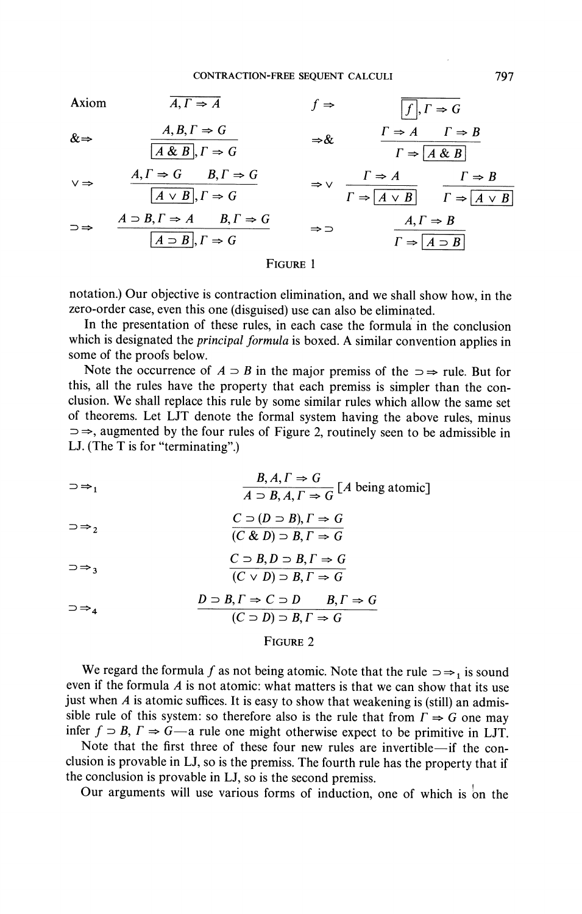| | | | |
|---|---|---|---|
| Axiom | $\dfrac{}{A, \Gamma \Rightarrow A}$ | $f \Rightarrow$ | $\dfrac{}{\boxed{f}, \Gamma \Rightarrow G}$ |
| $\& \Rightarrow$ | $\dfrac{A, B, \Gamma \Rightarrow G}{\boxed{A \,\&\, B}, \Gamma \Rightarrow G}$ | $\Rightarrow \&$ | $\dfrac{\Gamma \Rightarrow A \qquad \Gamma \Rightarrow B}{\Gamma \Rightarrow \boxed{A \,\&\, B}}$ |
| $\vee \Rightarrow$ | $\dfrac{A, \Gamma \Rightarrow G \qquad B, \Gamma \Rightarrow G}{\boxed{A \vee B}, \Gamma \Rightarrow G}$ | $\Rightarrow \vee$ | $\dfrac{\Gamma \Rightarrow A}{\Gamma \Rightarrow \boxed{A \vee B}} \qquad \dfrac{\Gamma \Rightarrow B}{\Gamma \Rightarrow \boxed{A \vee B}}$ |
| $\supset \Rightarrow$ | $\dfrac{A \supset B, \Gamma \Rightarrow A \qquad B, \Gamma \Rightarrow G}{\boxed{A \supset B}, \Gamma \Rightarrow G}$ | $\Rightarrow \supset$ | $\dfrac{A, \Gamma \Rightarrow B}{\Gamma \Rightarrow \boxed{A \supset B}}$ |

FIGURE 1

notation.) Our objective is contraction elimination, and we shall show how, in the zero-order case, even this one (disguised) use can also be eliminated.

In the presentation of these rules, in each case the formula in the conclusion which is designated the *principal formula* is boxed. A similar convention applies in some of the proofs below.

Note the occurrence of $A \supset B$ in the major premiss of the $\supset \Rightarrow$ rule. But for this, all the rules have the property that each premiss is simpler than the conclusion. We shall replace this rule by some similar rules which allow the same set of theorems. Let LJT denote the formal system having the above rules, minus $\supset \Rightarrow$, augmented by the four rules of Figure 2, routinely seen to be admissible in LJ. (The T is for "terminating".)

| | |
|---|---|
| $\supset \Rightarrow_1$ | $\dfrac{B, A, \Gamma \Rightarrow G}{A \supset B, A, \Gamma \Rightarrow G}$ [$A$ being atomic] |
| $\supset \Rightarrow_2$ | $\dfrac{C \supset (D \supset B), \Gamma \Rightarrow G}{(C \,\&\, D) \supset B, \Gamma \Rightarrow G}$ |
| $\supset \Rightarrow_3$ | $\dfrac{C \supset B, D \supset B, \Gamma \Rightarrow G}{(C \vee D) \supset B, \Gamma \Rightarrow G}$ |
| $\supset \Rightarrow_4$ | $\dfrac{D \supset B, \Gamma \Rightarrow C \supset D \qquad B, \Gamma \Rightarrow G}{(C \supset D) \supset B, \Gamma \Rightarrow G}$ |

FIGURE 2

We regard the formula $f$ as not being atomic. Note that the rule $\supset \Rightarrow_1$ is sound even if the formula $A$ is not atomic: what matters is that we can show that its use just when $A$ is atomic suffices. It is easy to show that weakening is (still) an admissible rule of this system: so therefore also is the rule that from $\Gamma \Rightarrow G$ one may infer $f \supset B, \Gamma \Rightarrow G$—a rule one might otherwise expect to be primitive in LJT.

Note that the first three of these four new rules are invertible—if the conclusion is provable in LJ, so is the premiss. The fourth rule has the property that if the conclusion is provable in LJ, so is the second premiss.

Our arguments will use various forms of induction, one of which is on the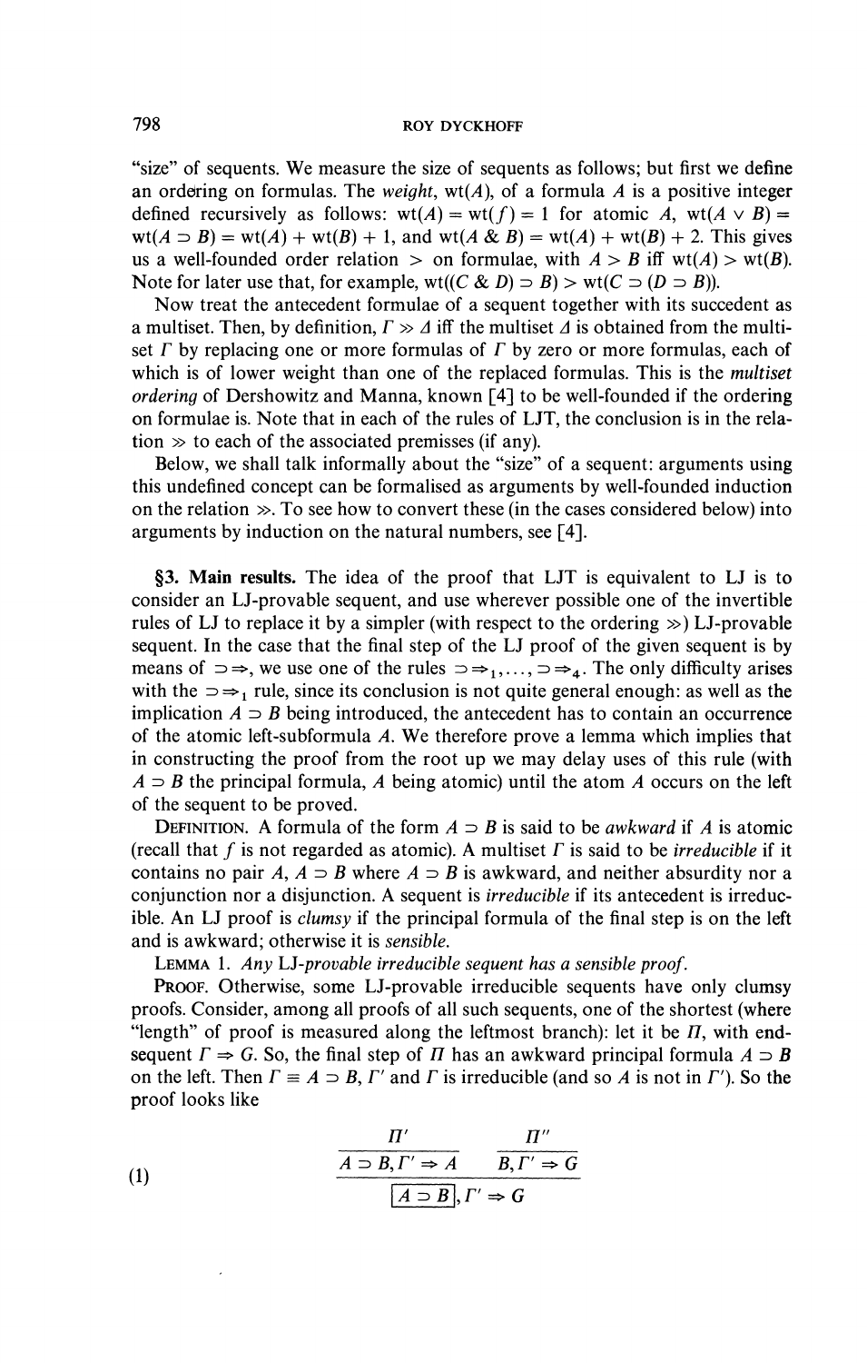"size" of sequents. We measure the size of sequents as follows; but first we define an ordering on formulas. The *weight*, $\mathrm{wt}(A)$, of a formula $A$ is a positive integer defined recursively as follows: $\mathrm{wt}(A) = \mathrm{wt}(f) = 1$ for atomic $A$, $\mathrm{wt}(A \vee B) = \mathrm{wt}(A \supset B) = \mathrm{wt}(A) + \mathrm{wt}(B) + 1$, and $\mathrm{wt}(A \,\&\, B) = \mathrm{wt}(A) + \mathrm{wt}(B) + 2$. This gives us a well-founded order relation $>$ on formulae, with $A > B$ iff $\mathrm{wt}(A) > \mathrm{wt}(B)$. Note for later use that, for example, $\mathrm{wt}((C \,\&\, D) \supset B) > \mathrm{wt}(C \supset (D \supset B))$.

Now treat the antecedent formulae of a sequent together with its succedent as a multiset. Then, by definition, $\Gamma \gg \Delta$ iff the multiset $\Delta$ is obtained from the multiset $\Gamma$ by replacing one or more formulas of $\Gamma$ by zero or more formulas, each of which is of lower weight than one of the replaced formulas. This is the *multiset ordering* of Dershowitz and Manna, known [4] to be well-founded if the ordering on formulae is. Note that in each of the rules of LJT, the conclusion is in the relation $\gg$ to each of the associated premisses (if any).

Below, we shall talk informally about the "size" of a sequent: arguments using this undefined concept can be formalised as arguments by well-founded induction on the relation $\gg$. To see how to convert these (in the cases considered below) into arguments by induction on the natural numbers, see [4].

**§3. Main results.** The idea of the proof that LJT is equivalent to LJ is to consider an LJ-provable sequent, and use wherever possible one of the invertible rules of LJ to replace it by a simpler (with respect to the ordering $\gg$) LJ-provable sequent. In the case that the final step of the LJ proof of the given sequent is by means of $\supset\Rightarrow$, we use one of the rules $\supset\Rightarrow_1, \ldots, \supset\Rightarrow_4$. The only difficulty arises with the $\supset\Rightarrow_1$ rule, since its conclusion is not quite general enough: as well as the implication $A \supset B$ being introduced, the antecedent has to contain an occurrence of the atomic left-subformula $A$. We therefore prove a lemma which implies that in constructing the proof from the root up we may delay uses of this rule (with $A \supset B$ the principal formula, $A$ being atomic) until the atom $A$ occurs on the left of the sequent to be proved.

DEFINITION. A formula of the form $A \supset B$ is said to be *awkward* if $A$ is atomic (recall that $f$ is not regarded as atomic). A multiset $\Gamma$ is said to be *irreducible* if it contains no pair $A$, $A \supset B$ where $A \supset B$ is awkward, and neither absurdity nor a conjunction nor a disjunction. A sequent is *irreducible* if its antecedent is irreducible. An LJ proof is *clumsy* if the principal formula of the final step is on the left and is awkward; otherwise it is *sensible*.

LEMMA 1. *Any LJ-provable irreducible sequent has a sensible proof.*

PROOF. Otherwise, some LJ-provable irreducible sequents have only clumsy proofs. Consider, among all proofs of all such sequents, one of the shortest (where "length" of proof is measured along the leftmost branch): let it be $\Pi$, with end-sequent $\Gamma \Rightarrow G$. So, the final step of $\Pi$ has an awkward principal formula $A \supset B$ on the left. Then $\Gamma \equiv A \supset B, \Gamma'$ and $\Gamma$ is irreducible (and so $A$ is not in $\Gamma'$). So the proof looks like

$$(1)\qquad \dfrac{\dfrac{\Pi'}{A \supset B, \Gamma' \Rightarrow A} \qquad \dfrac{\Pi''}{B, \Gamma' \Rightarrow G}}{\boxed{A \supset B}, \Gamma' \Rightarrow G}$$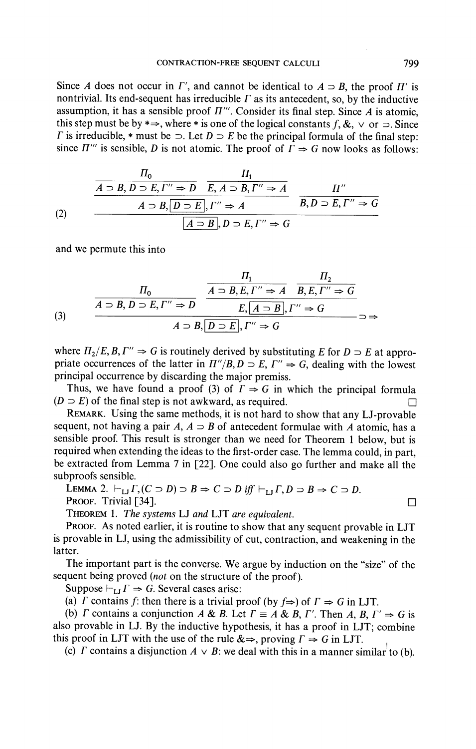Since $A$ does not occur in $\Gamma'$, and cannot be identical to $A \supset B$, the proof $\Pi'$ is nontrivial. Its end-sequent has irreducible $\Gamma$ as its antecedent, so, by the inductive assumption, it has a sensible proof $\Pi'''$. Consider its final step. Since $A$ is atomic, this step must be by $*\Rightarrow$, where $*$ is one of the logical constants $f$, &, $\vee$ or $\supset$. Since $\Gamma$ is irreducible, $*$ must be $\supset$. Let $D \supset E$ be the principal formula of the final step: since $\Pi'''$ is sensible, $D$ is not atomic. The proof of $\Gamma \Rightarrow G$ now looks as follows:

$$
(2) \qquad \cfrac{\cfrac{\cfrac{\Pi_0}{A \supset B, D \supset E, \Gamma'' \Rightarrow D} \quad \cfrac{\Pi_1}{E, A \supset B, \Gamma'' \Rightarrow A}}{A \supset B, \boxed{D \supset E}, \Gamma'' \Rightarrow A} \quad \cfrac{\Pi''}{B, D \supset E, \Gamma'' \Rightarrow G}}{\boxed{A \supset B}, D \supset E, \Gamma'' \Rightarrow G}
$$

and we permute this into

$$
(3) \qquad \cfrac{\cfrac{\Pi_0}{A \supset B, D \supset E, \Gamma'' \Rightarrow D} \quad \cfrac{\cfrac{\Pi_1}{A \supset B, E, \Gamma'' \Rightarrow A} \quad \cfrac{\Pi_2}{B, E, \Gamma'' \Rightarrow G}}{E, \boxed{A \supset B}, \Gamma'' \Rightarrow G}}{A \supset B, \boxed{D \supset E}, \Gamma'' \Rightarrow G} \supset\Rightarrow
$$

where $\Pi_2/E, B, \Gamma'' \Rightarrow G$ is routinely derived by substituting $E$ for $D \supset E$ at appropriate occurrences of the latter in $\Pi''/B, D \supset E, \Gamma'' \Rightarrow G$, dealing with the lowest principal occurrence by discarding the major premiss.

Thus, we have found a proof (3) of $\Gamma \Rightarrow G$ in which the principal formula ($D \supset E$) of the final step is not awkward, as required. $\square$

REMARK. Using the same methods, it is not hard to show that any LJ-provable sequent, not having a pair $A$, $A \supset B$ of antecedent formulae with $A$ atomic, has a sensible proof. This result is stronger than we need for Theorem 1 below, but is required when extending the ideas to the first-order case. The lemma could, in part, be extracted from Lemma 7 in [22]. One could also go further and make all the subproofs sensible.

LEMMA 2. $\vdash_{\mathrm{LJ}} \Gamma, (C \supset D) \supset B \Rightarrow C \supset D$ *iff* $\vdash_{\mathrm{LJ}} \Gamma, D \supset B \Rightarrow C \supset D$.

PROOF. Trivial [34]. $\square$

THEOREM 1. *The systems* LJ *and* LJT *are equivalent.*

PROOF. As noted earlier, it is routine to show that any sequent provable in LJT is provable in LJ, using the admissibility of cut, contraction, and weakening in the latter.

The important part is the converse. We argue by induction on the "size" of the sequent being proved (*not* on the structure of the proof).

Suppose $\vdash_{\mathrm{LJ}} \Gamma \Rightarrow G$. Several cases arise:

(a) $\Gamma$ contains $f$: then there is a trivial proof (by $f\Rightarrow$) of $\Gamma \Rightarrow G$ in LJT.

(b) $\Gamma$ contains a conjunction $A$ & $B$. Let $\Gamma \equiv A$ & $B, \Gamma'$. Then $A, B, \Gamma' \Rightarrow G$ is also provable in LJ. By the inductive hypothesis, it has a proof in LJT; combine this proof in LJT with the use of the rule &$\Rightarrow$, proving $\Gamma \Rightarrow G$ in LJT.

(c) $\Gamma$ contains a disjunction $A \vee B$: we deal with this in a manner similar to (b).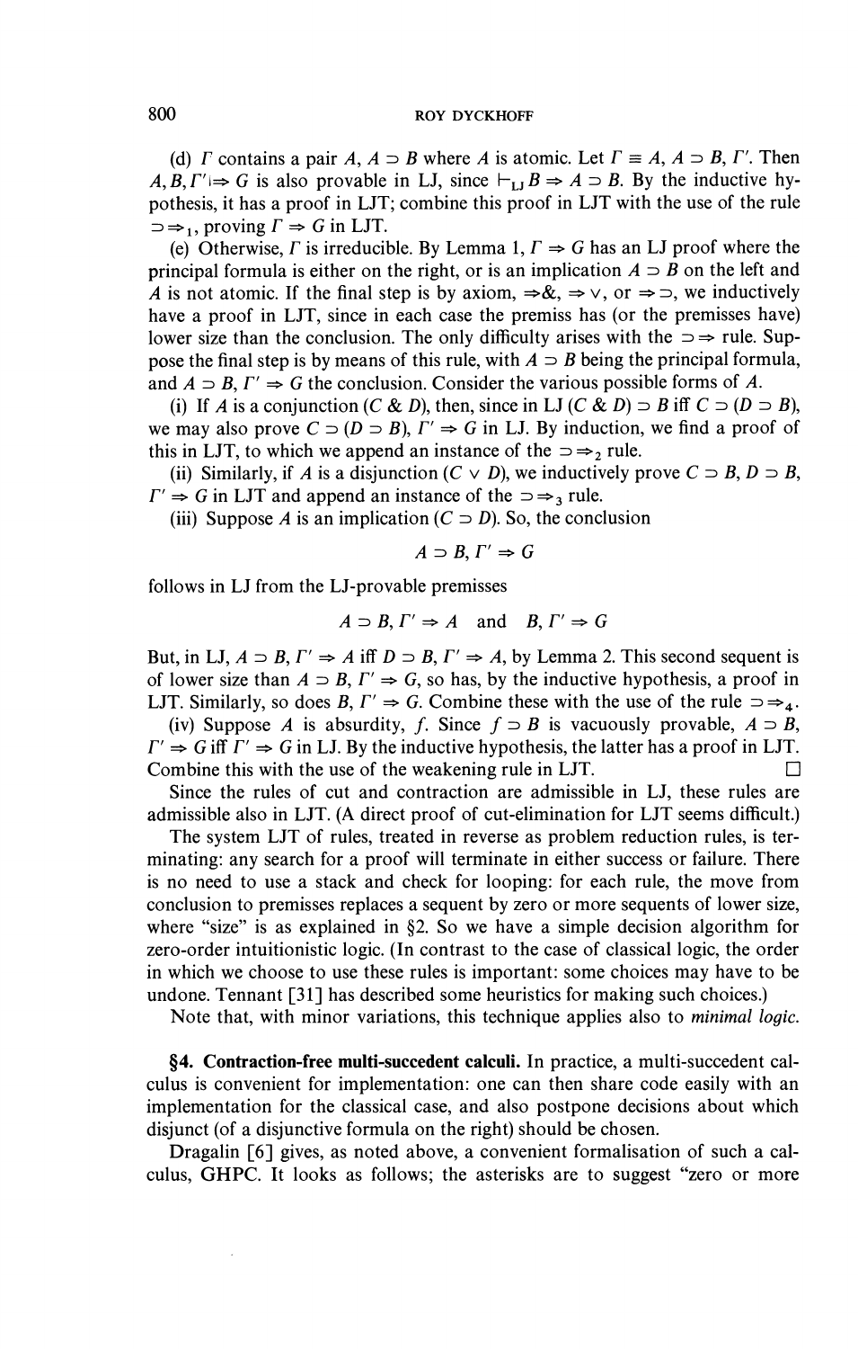(d) $\Gamma$ contains a pair $A$, $A \supset B$ where $A$ is atomic. Let $\Gamma \equiv A, A \supset B, \Gamma'$. Then $A, B, \Gamma' \Rightarrow G$ is also provable in LJ, since $\vdash_{\text{LJ}} B \Rightarrow A \supset B$. By the inductive hypothesis, it has a proof in LJT; combine this proof with the use of the rule $\supset\Rightarrow_1$, proving $\Gamma \Rightarrow G$ in LJT.

(e) Otherwise, $\Gamma$ is irreducible. By Lemma 1, $\Gamma \Rightarrow G$ has an LJ proof where the principal formula is either on the right, or is an implication $A \supset B$ on the left and $A$ is not atomic. If the final step is by axiom, $\Rightarrow\&$, $\Rightarrow\vee$, or $\Rightarrow\supset$, we inductively have a proof in LJT, since in each case the premiss has (or the premisses have) lower size than the conclusion. The only difficulty arises with the $\supset\Rightarrow$ rule. Suppose the final step is by means of this rule, with $A \supset B$ being the principal formula, and $A \supset B, \Gamma' \Rightarrow G$ the conclusion. Consider the various possible forms of $A$.

(i) If $A$ is a conjunction $(C \,\&\, D)$, then, since in LJ $(C \,\&\, D) \supset B$ iff $C \supset (D \supset B)$, we may also prove $C \supset (D \supset B), \Gamma' \Rightarrow G$ in LJ. By induction, we find a proof of this in LJT, to which we append an instance of the $\supset\Rightarrow_2$ rule.

(ii) Similarly, if $A$ is a disjunction $(C \vee D)$, we inductively prove $C \supset B, D \supset B, \Gamma' \Rightarrow G$ in LJT and append an instance of the $\supset\Rightarrow_3$ rule.

(iii) Suppose $A$ is an implication $(C \supset D)$. So, the conclusion

$$A \supset B, \Gamma' \Rightarrow G$$

follows in LJ from the LJ-provable premisses

$$A \supset B, \Gamma' \Rightarrow A \quad \text{and} \quad B, \Gamma' \Rightarrow G$$

But, in LJ, $A \supset B, \Gamma' \Rightarrow A$ iff $D \supset B, \Gamma' \Rightarrow A$, by Lemma 2. This second sequent is of lower size than $A \supset B, \Gamma' \Rightarrow G$, so has, by the inductive hypothesis, a proof in LJT. Similarly, so does $B, \Gamma' \Rightarrow G$. Combine these with the use of the rule $\supset\Rightarrow_4$.

(iv) Suppose $A$ is absurdity, $f$. Since $f \supset B$ is vacuously provable, $A \supset B, \Gamma' \Rightarrow G$ iff $\Gamma' \Rightarrow G$ in LJ. By the inductive hypothesis, the latter has a proof in LJT. Combine this with the use of the weakening rule in LJT. □

Since the rules of cut and contraction are admissible in LJ, these rules are admissible also in LJT. (A direct proof of cut-elimination for LJT seems difficult.)

The system LJT of rules, treated in reverse as problem reduction rules, is terminating: any search for a proof will terminate in either success or failure. There is no need to use a stack and check for looping: for each rule, the move from conclusion to premisses replaces a sequent by zero or more sequents of lower size, where "size" is as explained in §2. So we have a simple decision algorithm for zero-order intuitionistic logic. (In contrast to the case of classical logic, the order in which we choose to use these rules is important: some choices may have to be undone. Tennant [31] has described some heuristics for making such choices.)

Note that, with minor variations, this technique applies also to *minimal logic*.

## §4. Contraction-free multi-succedent calculi.

In practice, a multi-succedent calculus is convenient for implementation: one can then share code easily with an implementation for the classical case, and also postpone decisions about which disjunct (of a disjunctive formula on the right) should be chosen.

Dragalin [6] gives, as noted above, a convenient formalisation of such a calculus, GHPC. It looks as follows; the asterisks are to suggest "zero or more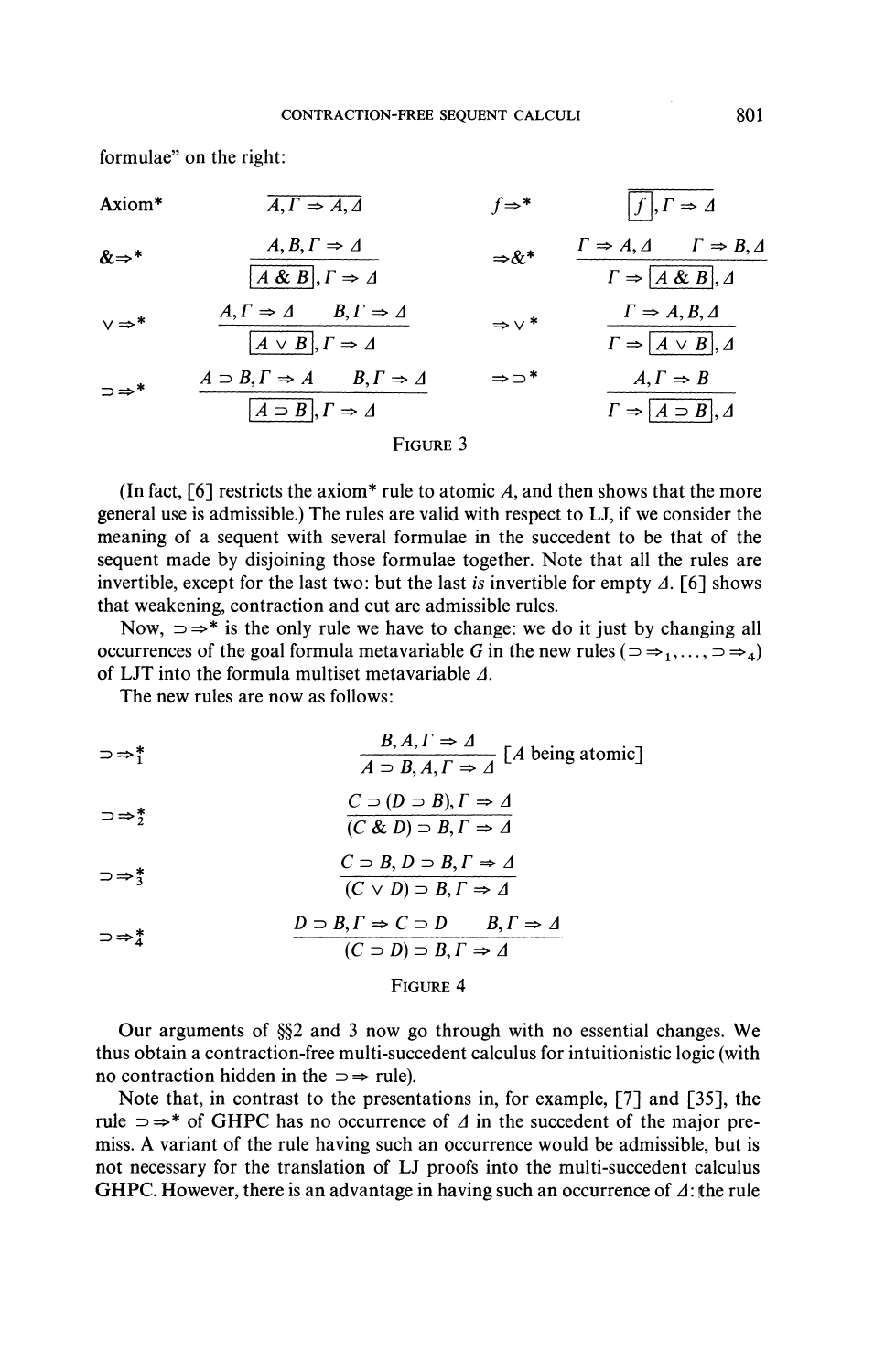formulae" on the right:

| | | | |
|---|---|---|---|
| Axiom* | $$\frac{}{A, \Gamma \Rightarrow A, \Delta}$$ | $f\Rightarrow$* | $$\frac{}{\boxed{f}, \Gamma \Rightarrow \Delta}$$ |
| $\&\Rightarrow$* | $$\frac{A, B, \Gamma \Rightarrow \Delta}{\boxed{A \,\&\, B}, \Gamma \Rightarrow \Delta}$$ | $\Rightarrow\&$* | $$\frac{\Gamma \Rightarrow A, \Delta \qquad \Gamma \Rightarrow B, \Delta}{\Gamma \Rightarrow \boxed{A \,\&\, B}, \Delta}$$ |
| $\vee\Rightarrow$* | $$\frac{A, \Gamma \Rightarrow \Delta \qquad B, \Gamma \Rightarrow \Delta}{\boxed{A \vee B}, \Gamma \Rightarrow \Delta}$$ | $\Rightarrow\vee$* | $$\frac{\Gamma \Rightarrow A, B, \Delta}{\Gamma \Rightarrow \boxed{A \vee B}, \Delta}$$ |
| $\supset\Rightarrow$* | $$\frac{A \supset B, \Gamma \Rightarrow A \qquad B, \Gamma \Rightarrow \Delta}{\boxed{A \supset B}, \Gamma \Rightarrow \Delta}$$ | $\Rightarrow\supset$* | $$\frac{A, \Gamma \Rightarrow B}{\Gamma \Rightarrow \boxed{A \supset B}, \Delta}$$ |

FIGURE 3

(In fact, [6] restricts the axiom* rule to atomic $A$, and then shows that the more general use is admissible.) The rules are valid with respect to LJ, if we consider the meaning of a sequent with several formulae in the succedent to be that of the sequent made by disjoining those formulae together. Note that all the rules are invertible, except for the last two: but the last *is* invertible for empty $\Delta$. [6] shows that weakening, contraction and cut are admissible rules.

Now, $\supset\Rightarrow$* is the only rule we have to change: we do it just by changing all occurrences of the goal formula metavariable $G$ in the new rules ($\supset\Rightarrow_1, \ldots, \supset\Rightarrow_4$) of LJT into the formula multiset metavariable $\Delta$.

The new rules are now as follows:

| | |
|---|---|
| $\supset\Rightarrow_1^*$ | $$\frac{B, A, \Gamma \Rightarrow \Delta}{A \supset B, A, \Gamma \Rightarrow \Delta} \text{ [}A\text{ being atomic]}$$ |
| $\supset\Rightarrow_2^*$ | $$\frac{C \supset (D \supset B), \Gamma \Rightarrow \Delta}{(C \,\&\, D) \supset B, \Gamma \Rightarrow \Delta}$$ |
| $\supset\Rightarrow_3^*$ | $$\frac{C \supset B, D \supset B, \Gamma \Rightarrow \Delta}{(C \vee D) \supset B, \Gamma \Rightarrow \Delta}$$ |
| $\supset\Rightarrow_4^*$ | $$\frac{D \supset B, \Gamma \Rightarrow C \supset D \qquad B, \Gamma \Rightarrow \Delta}{(C \supset D) \supset B, \Gamma \Rightarrow \Delta}$$ |

FIGURE 4

Our arguments of §§2 and 3 now go through with no essential changes. We thus obtain a contraction-free multi-succedent calculus for intuitionistic logic (with no contraction hidden in the $\supset\Rightarrow$ rule).

Note that, in contrast to the presentations in, for example, [7] and [35], the rule $\supset\Rightarrow$* of GHPC has no occurrence of $\Delta$ in the succedent of the major premiss. A variant of the rule having such an occurrence would be admissible, but is not necessary for the translation of LJ proofs into the multi-succedent calculus GHPC. However, there is an advantage in having such an occurrence of $\Delta$: the rule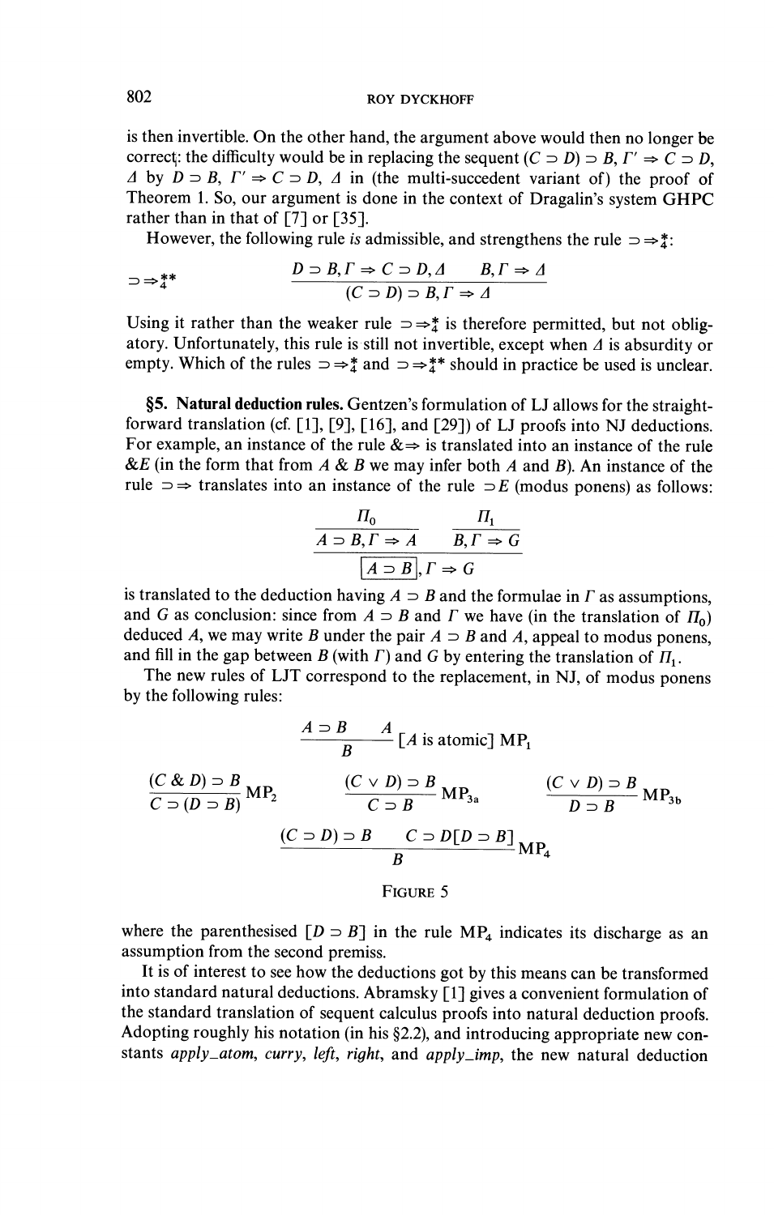is then invertible. On the other hand, the argument above would then no longer be correct: the difficulty would be in replacing the sequent $(C \supset D) \supset B, \Gamma' \Rightarrow C \supset D, \Delta$ by $D \supset B, \Gamma' \Rightarrow C \supset D, \Delta$ in (the multi-succedent variant of) the proof of Theorem 1. So, our argument is done in the context of Dragalin's system GHPC rather than in that of [7] or [35].

However, the following rule *is* admissible, and strengthens the rule $\supset\Rightarrow_4^*$:

$$\supset\Rightarrow_4^{**} \qquad \frac{D \supset B, \Gamma \Rightarrow C \supset D, \Delta \qquad B, \Gamma \Rightarrow \Delta}{(C \supset D) \supset B, \Gamma \Rightarrow \Delta}$$

Using it rather than the weaker rule $\supset\Rightarrow_4^*$ is therefore permitted, but not obligatory. Unfortunately, this rule is still not invertible, except when $\Delta$ is absurdity or empty. Which of the rules $\supset\Rightarrow_4^*$ and $\supset\Rightarrow_4^{**}$ should in practice be used is unclear.

**§5. Natural deduction rules.** Gentzen's formulation of LJ allows for the straightforward translation (cf. [1], [9], [16], and [29]) of LJ proofs into NJ deductions. For example, an instance of the rule $\&\Rightarrow$ is translated into an instance of the rule $\&E$ (in the form that from $A \,\&\, B$ we may infer both $A$ and $B$). An instance of the rule $\supset\Rightarrow$ translates into an instance of the rule $\supset E$ (modus ponens) as follows:

$$\frac{\dfrac{\Pi_0}{A \supset B, \Gamma \Rightarrow A} \qquad \dfrac{\Pi_1}{B, \Gamma \Rightarrow G}}{\boxed{A \supset B}, \Gamma \Rightarrow G}$$

is translated to the deduction having $A \supset B$ and the formulae in $\Gamma$ as assumptions, and $G$ as conclusion: since from $A \supset B$ and $\Gamma$ we have (in the translation of $\Pi_0$) deduced $A$, we may write $B$ under the pair $A \supset B$ and $A$, appeal to modus ponens, and fill in the gap between $B$ (with $\Gamma$) and $G$ by entering the translation of $\Pi_1$.

The new rules of LJT correspond to the replacement, in NJ, of modus ponens by the following rules:

$$\frac{A \supset B \qquad A}{B}\,[A \text{ is atomic}]\ \mathrm{MP}_1$$

$$\frac{(C \,\&\, D) \supset B}{C \supset (D \supset B)}\,\mathrm{MP}_2 \qquad \frac{(C \vee D) \supset B}{C \supset B}\,\mathrm{MP}_{3a} \qquad \frac{(C \vee D) \supset B}{D \supset B}\,\mathrm{MP}_{3b}$$

$$\frac{(C \supset D) \supset B \qquad C \supset D[D \supset B]}{B}\,\mathrm{MP}_4$$

FIGURE 5

where the parenthesised $[D \supset B]$ in the rule $\mathrm{MP}_4$ indicates its discharge as an assumption from the second premiss.

It is of interest to see how the deductions got by this means can be transformed into standard natural deductions. Abramsky [1] gives a convenient formulation of the standard translation of sequent calculus proofs into natural deduction proofs. Adopting roughly his notation (in his §2.2), and introducing appropriate new constants *apply_atom*, *curry*, *left*, *right*, and *apply_imp*, the new natural deduction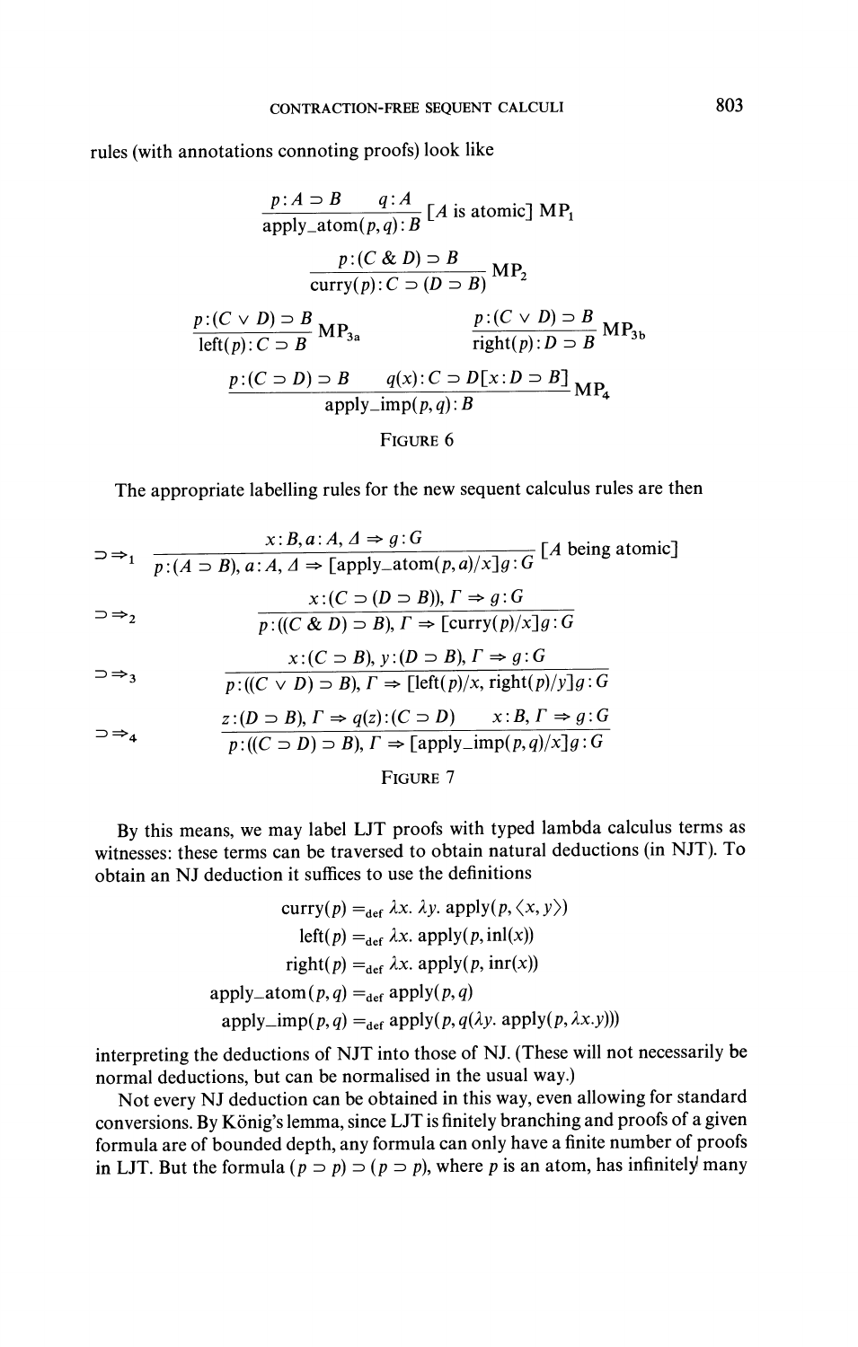rules (with annotations connoting proofs) look like

$$\frac{p : A \supset B \qquad q : A}{\text{apply\_atom}(p, q) : B} \, [A \text{ is atomic}] \; \text{MP}_1$$

$$\frac{p : (C \,\&\, D) \supset B}{\text{curry}(p) : C \supset (D \supset B)} \; \text{MP}_2$$

$$\frac{p : (C \vee D) \supset B}{\text{left}(p) : C \supset B} \; \text{MP}_{3a} \qquad\qquad \frac{p : (C \vee D) \supset B}{\text{right}(p) : D \supset B} \; \text{MP}_{3b}$$

$$\frac{p : (C \supset D) \supset B \qquad q(x) : C \supset D[x : D \supset B]}{\text{apply\_imp}(p, q) : B} \; \text{MP}_4$$

FIGURE 6

The appropriate labelling rules for the new sequent calculus rules are then

$$\supset\Rightarrow_1 \quad \frac{x : B, a : A, \Delta \Rightarrow g : G}{p : (A \supset B), a : A, \Delta \Rightarrow [\text{apply\_atom}(p, a)/x]g : G} \, [A \text{ being atomic}]$$

$$\supset\Rightarrow_2 \quad \frac{x : (C \supset (D \supset B)), \Gamma \Rightarrow g : G}{p : ((C \,\&\, D) \supset B), \Gamma \Rightarrow [\text{curry}(p)/x]g : G}$$

$$\supset\Rightarrow_3 \quad \frac{x : (C \supset B), y : (D \supset B), \Gamma \Rightarrow g : G}{p : ((C \vee D) \supset B), \Gamma \Rightarrow [\text{left}(p)/x, \text{right}(p)/y]g : G}$$

$$\supset\Rightarrow_4 \quad \frac{z : (D \supset B), \Gamma \Rightarrow q(z) : (C \supset D) \qquad x : B, \Gamma \Rightarrow g : G}{p : ((C \supset D) \supset B), \Gamma \Rightarrow [\text{apply\_imp}(p, q)/x]g : G}$$

FIGURE 7

By this means, we may label LJT proofs with typed lambda calculus terms as witnesses: these terms can be traversed to obtain natural deductions (in NJT). To obtain an NJ deduction it suffices to use the definitions

$$\text{curry}(p) =_{\text{def}} \lambda x.\, \lambda y.\, \text{apply}(p, \langle x, y \rangle)$$
$$\text{left}(p) =_{\text{def}} \lambda x.\, \text{apply}(p, \text{inl}(x))$$
$$\text{right}(p) =_{\text{def}} \lambda x.\, \text{apply}(p, \text{inr}(x))$$
$$\text{apply\_atom}(p, q) =_{\text{def}} \text{apply}(p, q)$$
$$\text{apply\_imp}(p, q) =_{\text{def}} \text{apply}(p, q(\lambda y.\, \text{apply}(p, \lambda x.y)))$$

interpreting the deductions of NJT into those of NJ. (These will not necessarily be normal deductions, but can be normalised in the usual way.)

Not every NJ deduction can be obtained in this way, even allowing for standard conversions. By König's lemma, since LJT is finitely branching and proofs of a given formula are of bounded depth, any formula can only have a finite number of proofs in LJT. But the formula $(p \supset p) \supset (p \supset p)$, where $p$ is an atom, has infinitely many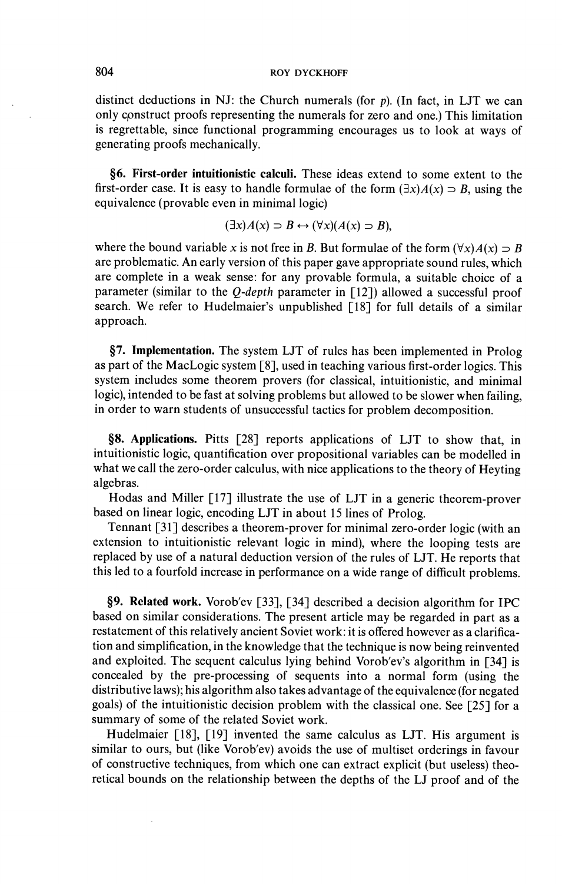distinct deductions in NJ: the Church numerals (for $p$). (In fact, in LJT we can only construct proofs representing the numerals for zero and one.) This limitation is regrettable, since functional programming encourages us to look at ways of generating proofs mechanically.

**§6. First-order intuitionistic calculi.** These ideas extend to some extent to the first-order case. It is easy to handle formulae of the form $(\exists x)A(x) \supset B$, using the equivalence (provable even in minimal logic)

$$(\exists x)A(x) \supset B \leftrightarrow (\forall x)(A(x) \supset B),$$

where the bound variable $x$ is not free in $B$. But formulae of the form $(\forall x)A(x) \supset B$ are problematic. An early version of this paper gave appropriate sound rules, which are complete in a weak sense: for any provable formula, a suitable choice of a parameter (similar to the *Q-depth* parameter in [12]) allowed a successful proof search. We refer to Hudelmaier's unpublished [18] for full details of a similar approach.

**§7. Implementation.** The system LJT of rules has been implemented in Prolog as part of the MacLogic system [8], used in teaching various first-order logics. This system includes some theorem provers (for classical, intuitionistic, and minimal logic), intended to be fast at solving problems but allowed to be slower when failing, in order to warn students of unsuccessful tactics for problem decomposition.

**§8. Applications.** Pitts [28] reports applications of LJT to show that, in intuitionistic logic, quantification over propositional variables can be modelled in what we call the zero-order calculus, with nice applications to the theory of Heyting algebras.

Hodas and Miller [17] illustrate the use of LJT in a generic theorem-prover based on linear logic, encoding LJT in about 15 lines of Prolog.

Tennant [31] describes a theorem-prover for minimal zero-order logic (with an extension to intuitionistic relevant logic in mind), where the looping tests are replaced by use of a natural deduction version of the rules of LJT. He reports that this led to a fourfold increase in performance on a wide range of difficult problems.

**§9. Related work.** Vorob'ev [33], [34] described a decision algorithm for IPC based on similar considerations. The present article may be regarded in part as a restatement of this relatively ancient Soviet work: it is offered however as a clarification and simplification, in the knowledge that the technique is now being reinvented and exploited. The sequent calculus lying behind Vorob'ev's algorithm in [34] is concealed by the pre-processing of sequents into a normal form (using the distributive laws); his algorithm also takes advantage of the equivalence (for negated goals) of the intuitionistic decision problem with the classical one. See [25] for a summary of some of the related Soviet work.

Hudelmaier [18], [19] invented the same calculus as LJT. His argument is similar to ours, but (like Vorob'ev) avoids the use of multiset orderings in favour of constructive techniques, from which one can extract explicit (but useless) theoretical bounds on the relationship between the depths of the LJ proof and of the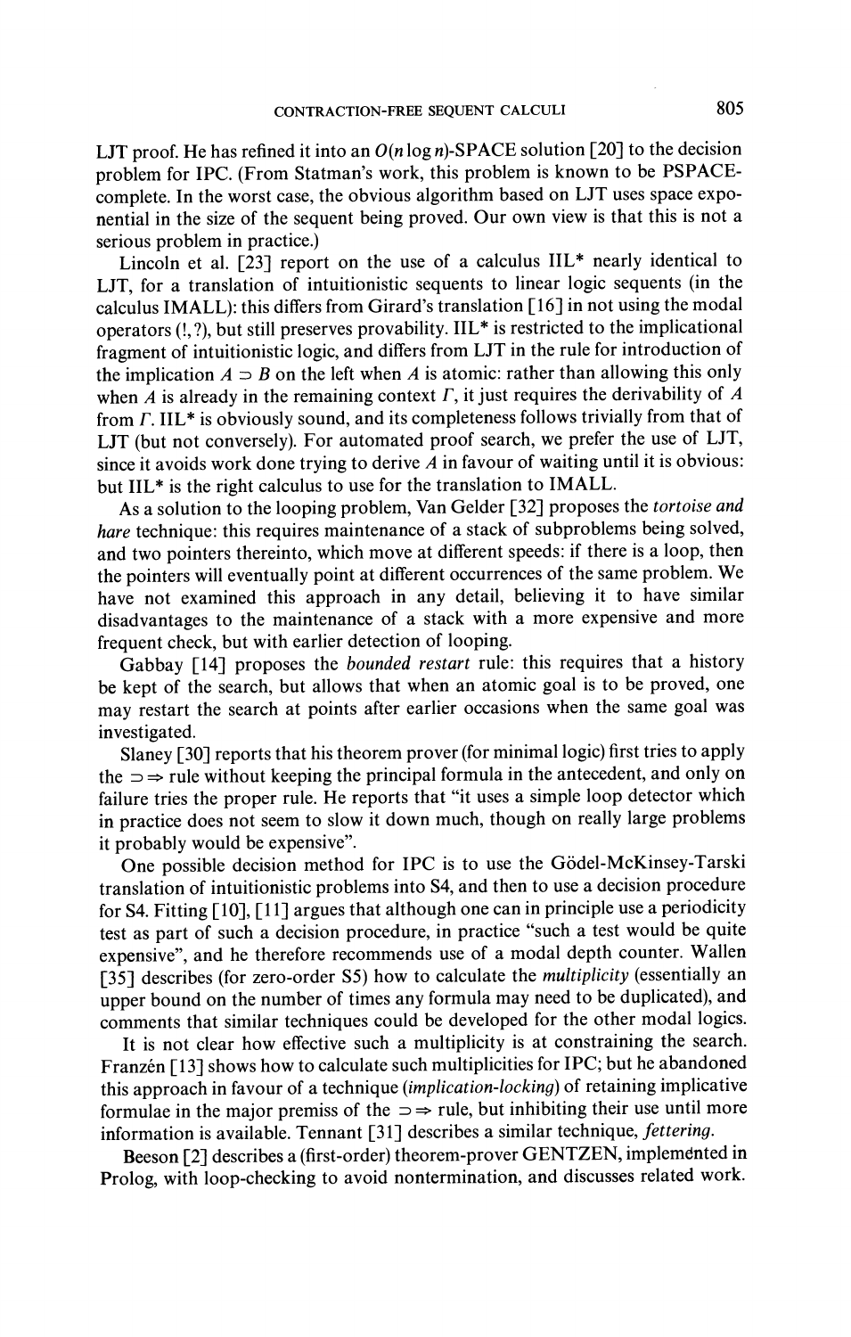LJT proof. He has refined it into an $O(n \log n)$-SPACE solution [20] to the decision problem for IPC. (From Statman's work, this problem is known to be PSPACE-complete. In the worst case, the obvious algorithm based on LJT uses space exponential in the size of the sequent being proved. Our own view is that this is not a serious problem in practice.)

Lincoln et al. [23] report on the use of a calculus IIL* nearly identical to LJT, for a translation of intuitionistic sequents to linear logic sequents (in the calculus IMALL): this differs from Girard's translation [16] in not using the modal operators (!, ?), but still preserves provability. IIL* is restricted to the implicational fragment of intuitionistic logic, and differs from LJT in the rule for introduction of the implication $A \supset B$ on the left when $A$ is atomic: rather than allowing this only when $A$ is already in the remaining context $\Gamma$, it just requires the derivability of $A$ from $\Gamma$. IIL* is obviously sound, and its completeness follows trivially from that of LJT (but not conversely). For automated proof search, we prefer the use of LJT, since it avoids work done trying to derive $A$ in favour of waiting until it is obvious: but IIL* is the right calculus to use for the translation to IMALL.

As a solution to the looping problem, Van Gelder [32] proposes the *tortoise and hare* technique: this requires maintenance of a stack of subproblems being solved, and two pointers thereinto, which move at different speeds: if there is a loop, then the pointers will eventually point at different occurrences of the same problem. We have not examined this approach in any detail, believing it to have similar disadvantages to the maintenance of a stack with a more expensive and more frequent check, but with earlier detection of looping.

Gabbay [14] proposes the *bounded restart* rule: this requires that a history be kept of the search, but allows that when an atomic goal is to be proved, one may restart the search at points after earlier occasions when the same goal was investigated.

Slaney [30] reports that his theorem prover (for minimal logic) first tries to apply the $\supset \Rightarrow$ rule without keeping the principal formula in the antecedent, and only on failure tries the proper rule. He reports that "it uses a simple loop detector which in practice does not seem to slow it down much, though on really large problems it probably would be expensive".

One possible decision method for IPC is to use the Gödel-McKinsey-Tarski translation of intuitionistic problems into S4, and then to use a decision procedure for S4. Fitting [10], [11] argues that although one can in principle use a periodicity test as part of such a decision procedure, in practice "such a test would be quite expensive", and he therefore recommends use of a modal depth counter. Wallen [35] describes (for zero-order S5) how to calculate the *multiplicity* (essentially an upper bound on the number of times any formula may need to be duplicated), and comments that similar techniques could be developed for the other modal logics.

It is not clear how effective such a multiplicity is at constraining the search. Franzén [13] shows how to calculate such multiplicities for IPC; but he abandoned this approach in favour of a technique (*implication-locking*) of retaining implicative formulae in the major premiss of the $\supset \Rightarrow$ rule, but inhibiting their use until more information is available. Tennant [31] describes a similar technique, *fettering*.

Beeson [2] describes a (first-order) theorem-prover GENTZEN, implemented in Prolog, with loop-checking to avoid nontermination, and discusses related work.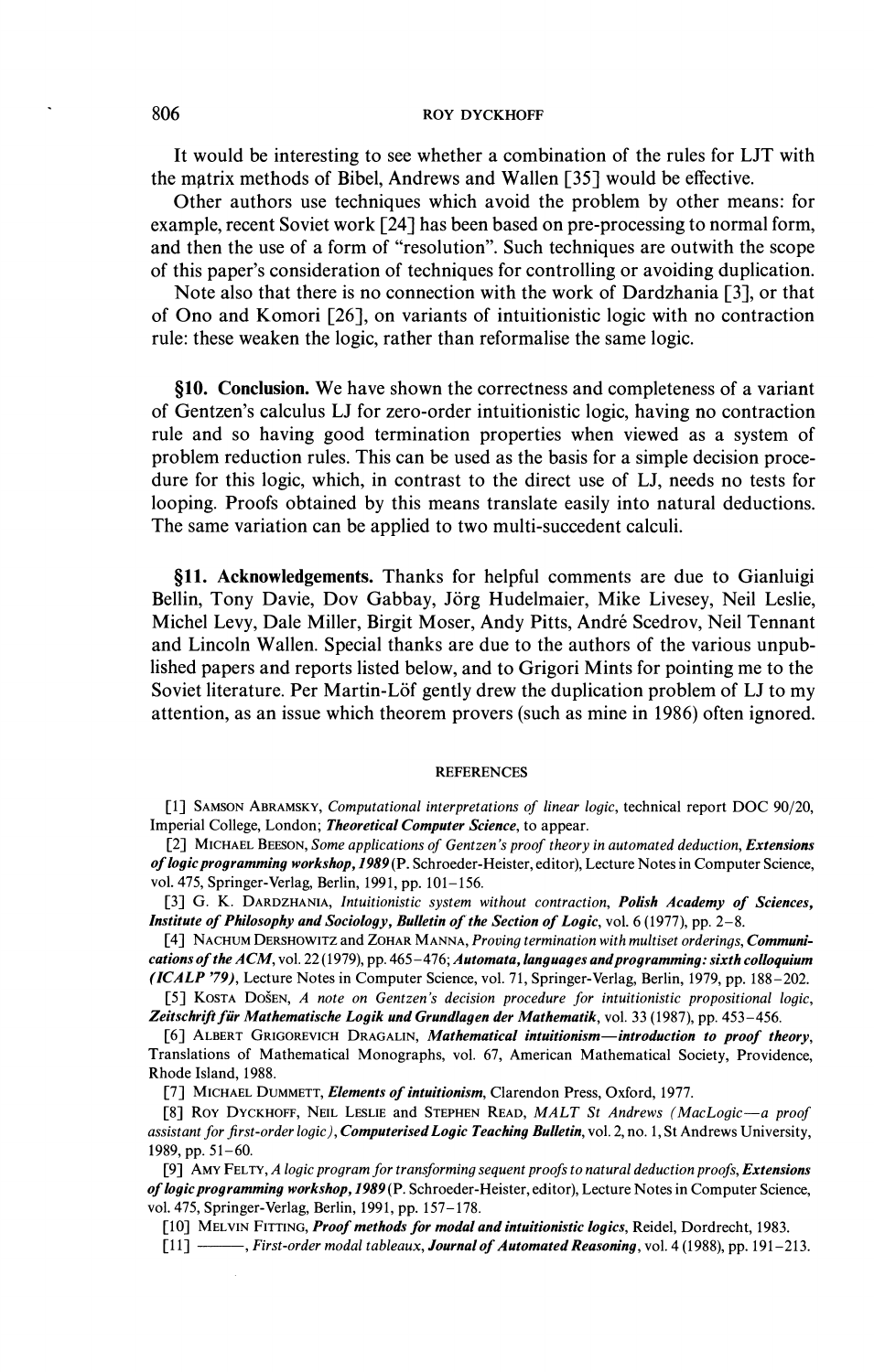It would be interesting to see whether a combination of the rules for LJT with the matrix methods of Bibel, Andrews and Wallen [35] would be effective.

Other authors use techniques which avoid the problem by other means: for example, recent Soviet work [24] has been based on pre-processing to normal form, and then the use of a form of "resolution". Such techniques are outwith the scope of this paper's consideration of techniques for controlling or avoiding duplication.

Note also that there is no connection with the work of Dardzhania [3], or that of Ono and Komori [26], on variants of intuitionistic logic with no contraction rule: these weaken the logic, rather than reformalise the same logic.

## §10. Conclusion.

We have shown the correctness and completeness of a variant of Gentzen's calculus LJ for zero-order intuitionistic logic, having no contraction rule and so having good termination properties when viewed as a system of problem reduction rules. This can be used as the basis for a simple decision procedure for this logic, which, in contrast to the direct use of LJ, needs no tests for looping. Proofs obtained by this means translate easily into natural deductions. The same variation can be applied to two multi-succedent calculi.

## §11. Acknowledgements.

Thanks for helpful comments are due to Gianluigi Bellin, Tony Davie, Dov Gabbay, Jörg Hudelmaier, Mike Livesey, Neil Leslie, Michel Levy, Dale Miller, Birgit Moser, Andy Pitts, André Scedrov, Neil Tennant and Lincoln Wallen. Special thanks are due to the authors of the various unpublished papers and reports listed below, and to Grigori Mints for pointing me to the Soviet literature. Per Martin-Löf gently drew the duplication problem of LJ to my attention, as an issue which theorem provers (such as mine in 1986) often ignored.

## REFERENCES

[1] Samson Abramsky, *Computational interpretations of linear logic*, technical report DOC 90/20, Imperial College, London; ***Theoretical Computer Science***, to appear.

[2] Michael Beeson, *Some applications of Gentzen's proof theory in automated deduction*, ***Extensions of logic programming workshop, 1989*** (P. Schroeder-Heister, editor), Lecture Notes in Computer Science, vol. 475, Springer-Verlag, Berlin, 1991, pp. 101–156.

[3] G. K. Dardzhania, *Intuitionistic system without contraction*, ***Polish Academy of Sciences, Institute of Philosophy and Sociology, Bulletin of the Section of Logic***, vol. 6 (1977), pp. 2–8.

[4] Nachum Dershowitz and Zohar Manna, *Proving termination with multiset orderings*, ***Communications of the ACM***, vol. 22 (1979), pp. 465–476; ***Automata, languages and programming: sixth colloquium (ICALP '79)***, Lecture Notes in Computer Science, vol. 71, Springer-Verlag, Berlin, 1979, pp. 188–202.

[5] Kosta Došen, *A note on Gentzen's decision procedure for intuitionistic propositional logic*, ***Zeitschrift für Mathematische Logik und Grundlagen der Mathematik***, vol. 33 (1987), pp. 453–456.

[6] Albert Grigorevich Dragalin, ***Mathematical intuitionism—introduction to proof theory***, Translations of Mathematical Monographs, vol. 67, American Mathematical Society, Providence, Rhode Island, 1988.

[7] Michael Dummett, ***Elements of intuitionism***, Clarendon Press, Oxford, 1977.

[8] Roy Dyckhoff, Neil Leslie and Stephen Read, *MALT St Andrews (MacLogic—a proof assistant for first-order logic)*, ***Computerised Logic Teaching Bulletin***, vol. 2, no. 1, St Andrews University, 1989, pp. 51–60.

[9] Amy Felty, *A logic program for transforming sequent proofs to natural deduction proofs*, ***Extensions of logic programming workshop, 1989*** (P. Schroeder-Heister, editor), Lecture Notes in Computer Science, vol. 475, Springer-Verlag, Berlin, 1991, pp. 157–178.

[10] Melvin Fitting, ***Proof methods for modal and intuitionistic logics***, Reidel, Dordrecht, 1983.

[11] ———, *First-order modal tableaux*, ***Journal of Automated Reasoning***, vol. 4 (1988), pp. 191–213.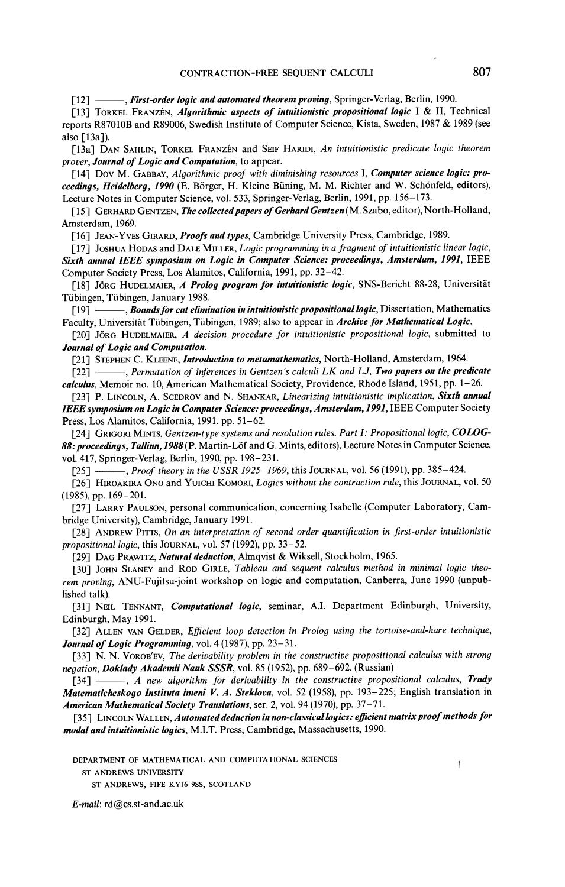[12] ———, ***First-order logic and automated theorem proving***, Springer-Verlag, Berlin, 1990.

[13] Torkel Franzén, ***Algorithmic aspects of intuitionistic propositional logic*** I & II, Technical reports R87010B and R89006, Swedish Institute of Computer Science, Kista, Sweden, 1987 & 1989 (see also [13a]).

[13a] Dan Sahlin, Torkel Franzén and Seif Haridi, *An intuitionistic predicate logic theorem prover*, ***Journal of Logic and Computation***, to appear.

[14] Dov M. Gabbay, *Algorithmic proof with diminishing resources* I, ***Computer science logic: proceedings, Heidelberg, 1990*** (E. Börger, H. Kleine Büning, M. M. Richter and W. Schönfeld, editors), Lecture Notes in Computer Science, vol. 533, Springer-Verlag, Berlin, 1991, pp. 156–173.

[15] Gerhard Gentzen, ***The collected papers of Gerhard Gentzen*** (M. Szabo, editor), North-Holland, Amsterdam, 1969.

[16] Jean-Yves Girard, ***Proofs and types***, Cambridge University Press, Cambridge, 1989.

[17] Joshua Hodas and Dale Miller, *Logic programming in a fragment of intuitionistic linear logic*, ***Sixth annual IEEE symposium on Logic in Computer Science: proceedings, Amsterdam, 1991***, IEEE Computer Society Press, Los Alamitos, California, 1991, pp. 32–42.

[18] Jörg Hudelmaier, *A Prolog program for intuitionistic logic*, SNS-Bericht 88-28, Universität Tübingen, Tübingen, January 1988.

[19] ———, ***Bounds for cut elimination in intuitionistic propositional logic***, Dissertation, Mathematics Faculty, Universität Tübingen, Tübingen, 1989; also to appear in ***Archive for Mathematical Logic***.

[20] Jörg Hudelmaier, *A decision procedure for intuitionistic propositional logic*, submitted to ***Journal of Logic and Computation***.

[21] Stephen C. Kleene, ***Introduction to metamathematics***, North-Holland, Amsterdam, 1964.

[22] ———, *Permutation of inferences in Gentzen's calculi LK and LJ*, ***Two papers on the predicate calculus***, Memoir no. 10, American Mathematical Society, Providence, Rhode Island, 1951, pp. 1–26.

[23] P. Lincoln, A. Scedrov and N. Shankar, *Linearizing intuitionistic implication*, ***Sixth annual IEEE symposium on Logic in Computer Science: proceedings, Amsterdam, 1991***, IEEE Computer Society Press, Los Alamitos, California, 1991. pp. 51–62.

[24] Grigori Mints, *Gentzen-type systems and resolution rules. Part I: Propositional logic*, ***COLOG-88: proceedings, Tallinn, 1988*** (P. Martin-Löf and G. Mints, editors), Lecture Notes in Computer Science, vol. 417, Springer-Verlag, Berlin, 1990, pp. 198–231.

[25] ———, *Proof theory in the USSR 1925–1969*, this Journal, vol. 56 (1991), pp. 385–424.

[26] Hiroakira Ono and Yuichi Komori, *Logics without the contraction rule*, this Journal, vol. 50 (1985), pp. 169–201.

[27] Larry Paulson, personal communication, concerning Isabelle (Computer Laboratory, Cambridge University), Cambridge, January 1991.

[28] Andrew Pitts, *On an interpretation of second order quantification in first-order intuitionistic propositional logic*, this Journal, vol. 57 (1992), pp. 33–52.

[29] Dag Prawitz, ***Natural deduction***, Almqvist & Wiksell, Stockholm, 1965.

[30] John Slaney and Rod Girle, *Tableau and sequent calculus method in minimal logic theorem proving*, ANU-Fujitsu-joint workshop on logic and computation, Canberra, June 1990 (unpublished talk).

[31] Neil Tennant, ***Computational logic***, seminar, A.I. Department Edinburgh, University, Edinburgh, May 1991.

[32] Allen van Gelder, *Efficient loop detection in Prolog using the tortoise-and-hare technique*, ***Journal of Logic Programming***, vol. 4 (1987), pp. 23–31.

[33] N. N. Vorob'ev, *The derivability problem in the constructive propositional calculus with strong negation*, ***Doklady Akademii Nauk SSSR***, vol. 85 (1952), pp. 689–692. (Russian)

[34] ———, *A new algorithm for derivability in the constructive propositional calculus*, ***Trudy Matematicheskogo Instituta imeni V. A. Steklova***, vol. 52 (1958), pp. 193–225; English translation in ***American Mathematical Society Translations***, ser. 2, vol. 94 (1970), pp. 37–71.

[35] Lincoln Wallen, ***Automated deduction in non-classical logics: efficient matrix proof methods for modal and intuitionistic logics***, M.I.T. Press, Cambridge, Massachusetts, 1990.

DEPARTMENT OF MATHEMATICAL AND COMPUTATIONAL SCIENCES
ST ANDREWS UNIVERSITY
ST ANDREWS, FIFE KY16 9SS, SCOTLAND

*E-mail*: rd@cs.st-and.ac.uk